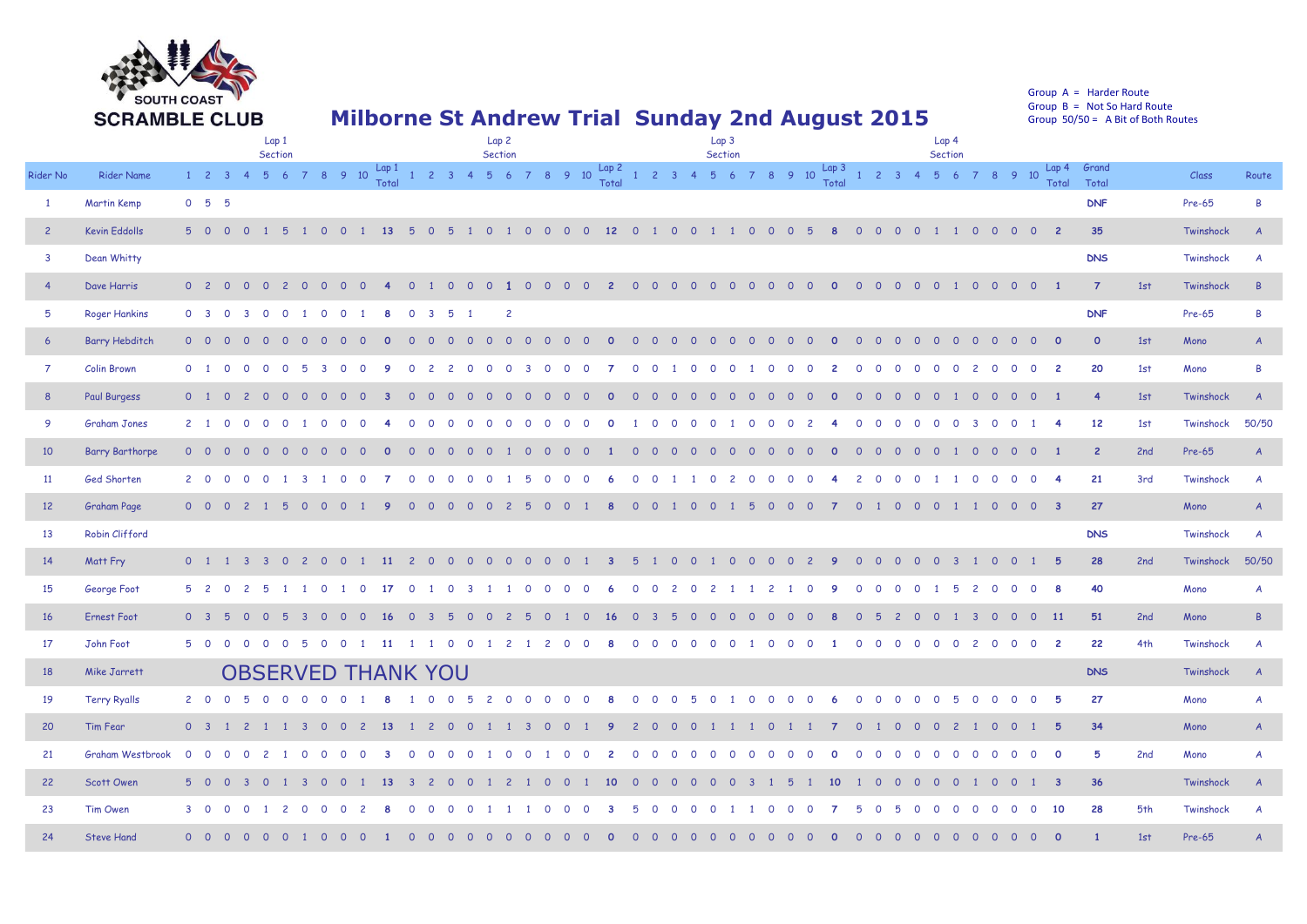SOUTH COAST SCRAMBLE CLUB

# Milborne St Andrew Trial Sunday 2nd August 2015

Group A = Harder Route
Group B = Not So Hard Route
Group 50/50 = A Bit of Both Routes

| Rider No | Rider Name | Lap 1 Section 1 | 2 | 3 | 4 | 5 | 6 | 7 | 8 | 9 | 10 | Lap 1 Total | Lap 2 Section 1 | 2 | 3 | 4 | 5 | 6 | 7 | 8 | 9 | 10 | Lap 2 Total | Lap 3 Section 1 | 2 | 3 | 4 | 5 | 6 | 7 | 8 | 9 | 10 | Lap 3 Total | Lap 4 Section 1 | 2 | 3 | 4 | 5 | 6 | 7 | 8 | 9 | 10 | Lap 4 Total | Grand Total | | Class | Route |
|---|---|---|---|---|---|---|---|---|---|---|---|---|---|---|---|---|---|---|---|---|---|---|---|---|---|---|---|---|---|---|---|---|---|---|---|---|---|---|---|---|---|---|---|---|---|---|---|---|---|---|
| 1 | Martin Kemp | 0 | 5 | 5 | | | | | | | | | | | | | | | | | | | | | | | | | | | | | | | | | | | | | | | | | | | | | DNF | | Pre-65 | B |
| 2 | Kevin Eddolls | 5 | 0 | 0 | 0 | 1 | 5 | 1 | 0 | 0 | 1 | 13 | 5 | 0 | 5 | 1 | 0 | 1 | 0 | 0 | 0 | 0 | 12 | 0 | 1 | 0 | 0 | 1 | 1 | 0 | 0 | 0 | 5 | 8 | 0 | 0 | 0 | 0 | 1 | 1 | 0 | 0 | 0 | 0 | 2 | 35 | | Twinshock | A |
| 3 | Dean Whitty | | | | | | | | | | | | | | | | | | | | | | | | | | | | | | | | | | | | | | | | | | | | | DNS | | Twinshock | A |
| 4 | Dave Harris | 0 | 2 | 0 | 0 | 0 | 2 | 0 | 0 | 0 | 0 | 4 | 0 | 1 | 0 | 0 | 0 | 1 | 0 | 0 | 0 | 0 | 2 | 0 | 0 | 0 | 0 | 0 | 0 | 0 | 0 | 0 | 0 | 0 | 0 | 0 | 0 | 0 | 0 | 0 | 1 | 0 | 0 | 0 | 0 | 1 | 7 | 1st | Twinshock | B |
| 5 | Roger Hankins | 0 | 3 | 0 | 3 | 0 | 0 | 1 | 0 | 0 | 1 | 8 | 0 | 3 | 5 | 1 | | 2 | | | | | | | | | | | | | | | | | | | | | | | | | | | | DNF | | Pre-65 | B |
| 6 | Barry Hebditch | 0 | 0 | 0 | 0 | 0 | 0 | 0 | 0 | 0 | 0 | 0 | 0 | 0 | 0 | 0 | 0 | 0 | 0 | 0 | 0 | 0 | 0 | 0 | 0 | 0 | 0 | 0 | 0 | 0 | 0 | 0 | 0 | 0 | 0 | 0 | 0 | 0 | 0 | 0 | 0 | 0 | 0 | 0 | 0 | 0 | 1st | Mono | A |
| 7 | Colin Brown | 0 | 1 | 0 | 0 | 0 | 0 | 5 | 3 | 0 | 0 | 9 | 0 | 2 | 2 | 0 | 0 | 0 | 3 | 0 | 0 | 0 | 7 | 0 | 0 | 1 | 0 | 0 | 0 | 1 | 0 | 0 | 0 | 2 | 0 | 0 | 0 | 0 | 0 | 0 | 2 | 0 | 0 | 0 | 2 | 20 | 1st | Mono | B |
| 8 | Paul Burgess | 0 | 1 | 0 | 2 | 0 | 0 | 0 | 0 | 0 | 0 | 3 | 0 | 0 | 0 | 0 | 0 | 0 | 0 | 0 | 0 | 0 | 0 | 0 | 0 | 0 | 0 | 0 | 0 | 0 | 0 | 0 | 0 | 0 | 0 | 0 | 0 | 0 | 0 | 1 | 0 | 0 | 0 | 0 | 1 | 4 | 1st | Twinshock | A |
| 9 | Graham Jones | 2 | 1 | 0 | 0 | 0 | 0 | 1 | 0 | 0 | 0 | 4 | 0 | 0 | 0 | 0 | 0 | 0 | 0 | 0 | 0 | 0 | 0 | 1 | 0 | 0 | 0 | 0 | 1 | 0 | 0 | 0 | 2 | 4 | 0 | 0 | 0 | 0 | 0 | 0 | 3 | 0 | 0 | 1 | 4 | 12 | 1st | Twinshock | 50/50 |
| 10 | Barry Barthorpe | 0 | 0 | 0 | 0 | 0 | 0 | 0 | 0 | 0 | 0 | 0 | 0 | 0 | 0 | 0 | 0 | 1 | 0 | 0 | 0 | 0 | 1 | 0 | 0 | 0 | 0 | 0 | 0 | 0 | 0 | 0 | 0 | 0 | 0 | 0 | 0 | 0 | 0 | 1 | 0 | 0 | 0 | 0 | 1 | 2 | 2nd | Pre-65 | A |
| 11 | Ged Shorten | 2 | 0 | 0 | 0 | 0 | 1 | 3 | 1 | 0 | 0 | 7 | 0 | 0 | 0 | 0 | 0 | 1 | 5 | 0 | 0 | 0 | 6 | 0 | 0 | 1 | 1 | 0 | 2 | 0 | 0 | 0 | 0 | 4 | 2 | 0 | 0 | 0 | 1 | 1 | 0 | 0 | 0 | 0 | 4 | 21 | 3rd | Twinshock | A |
| 12 | Graham Page | 0 | 0 | 0 | 2 | 1 | 5 | 0 | 0 | 0 | 1 | 9 | 0 | 0 | 0 | 0 | 0 | 2 | 5 | 0 | 0 | 1 | 8 | 0 | 0 | 1 | 0 | 0 | 1 | 5 | 0 | 0 | 0 | 7 | 0 | 1 | 0 | 0 | 0 | 1 | 1 | 0 | 0 | 0 | 3 | 27 | | Mono | A |
| 13 | Robin Clifford | | | | | | | | | | | | | | | | | | | | | | | | | | | | | | | | | | | | | | | | | | | | | DNS | | Twinshock | A |
| 14 | Matt Fry | 0 | 1 | 1 | 3 | 3 | 0 | 2 | 0 | 0 | 1 | 11 | 2 | 0 | 0 | 0 | 0 | 0 | 0 | 0 | 0 | 1 | 3 | 5 | 1 | 0 | 0 | 1 | 0 | 0 | 0 | 0 | 2 | 9 | 0 | 0 | 0 | 0 | 0 | 3 | 1 | 0 | 0 | 1 | 5 | 28 | 2nd | Twinshock | 50/50 |
| 15 | George Foot | 5 | 2 | 0 | 2 | 5 | 1 | 1 | 0 | 1 | 0 | 17 | 0 | 1 | 0 | 3 | 1 | 1 | 0 | 0 | 0 | 0 | 6 | 0 | 0 | 2 | 0 | 2 | 1 | 1 | 2 | 1 | 0 | 9 | 0 | 0 | 0 | 0 | 1 | 5 | 2 | 0 | 0 | 0 | 8 | 40 | | Mono | A |
| 16 | Ernest Foot | 0 | 3 | 5 | 0 | 0 | 5 | 3 | 0 | 0 | 0 | 16 | 0 | 3 | 5 | 0 | 0 | 2 | 5 | 0 | 1 | 0 | 16 | 0 | 3 | 5 | 0 | 0 | 0 | 0 | 0 | 0 | 0 | 8 | 0 | 5 | 2 | 0 | 0 | 1 | 3 | 0 | 0 | 0 | 11 | 51 | 2nd | Mono | B |
| 17 | John Foot | 5 | 0 | 0 | 0 | 0 | 0 | 5 | 0 | 0 | 1 | 11 | 1 | 1 | 0 | 0 | 1 | 2 | 1 | 2 | 0 | 0 | 8 | 0 | 0 | 0 | 0 | 0 | 0 | 1 | 0 | 0 | 0 | 1 | 0 | 0 | 0 | 0 | 0 | 0 | 2 | 0 | 0 | 0 | 2 | 22 | 4th | Twinshock | A |
| 18 | Mike Jarrett | OBSERVED THANK YOU | | | | | | | | | | | | | | | | | | | | | | | | | | | | | | | | | | | | | | | | | | | | DNS | | Twinshock | A |
| 19 | Terry Ryalls | 2 | 0 | 0 | 5 | 0 | 0 | 0 | 0 | 0 | 1 | 8 | 1 | 0 | 0 | 5 | 2 | 0 | 0 | 0 | 0 | 0 | 8 | 0 | 0 | 0 | 5 | 0 | 1 | 0 | 0 | 0 | 0 | 6 | 0 | 0 | 0 | 0 | 0 | 5 | 0 | 0 | 0 | 0 | 5 | 27 | | Mono | A |
| 20 | Tim Fear | 0 | 3 | 1 | 2 | 1 | 1 | 3 | 0 | 0 | 2 | 13 | 1 | 2 | 0 | 0 | 1 | 1 | 3 | 0 | 0 | 1 | 9 | 2 | 0 | 0 | 0 | 1 | 1 | 1 | 0 | 1 | 1 | 7 | 0 | 1 | 0 | 0 | 0 | 2 | 1 | 0 | 0 | 1 | 5 | 34 | | Mono | A |
| 21 | Graham Westbrook | 0 | 0 | 0 | 0 | 2 | 1 | 0 | 0 | 0 | 0 | 3 | 0 | 0 | 0 | 0 | 1 | 0 | 0 | 1 | 0 | 0 | 2 | 0 | 0 | 0 | 0 | 0 | 0 | 0 | 0 | 0 | 0 | 0 | 0 | 0 | 0 | 0 | 0 | 0 | 0 | 0 | 0 | 0 | 0 | 5 | 2nd | Mono | A |
| 22 | Scott Owen | 5 | 0 | 0 | 3 | 0 | 1 | 3 | 0 | 0 | 1 | 13 | 3 | 2 | 0 | 0 | 1 | 2 | 1 | 0 | 0 | 1 | 10 | 0 | 0 | 0 | 0 | 0 | 0 | 3 | 1 | 5 | 1 | 10 | 1 | 0 | 0 | 0 | 0 | 0 | 1 | 0 | 0 | 1 | 3 | 36 | | Twinshock | A |
| 23 | Tim Owen | 3 | 0 | 0 | 0 | 1 | 2 | 0 | 0 | 0 | 2 | 8 | 0 | 0 | 0 | 0 | 1 | 1 | 1 | 0 | 0 | 0 | 3 | 5 | 0 | 0 | 0 | 0 | 1 | 1 | 0 | 0 | 0 | 7 | 5 | 0 | 5 | 0 | 0 | 0 | 0 | 0 | 0 | 0 | 10 | 28 | 5th | Twinshock | A |
| 24 | Steve Hand | 0 | 0 | 0 | 0 | 0 | 0 | 1 | 0 | 0 | 0 | 1 | 0 | 0 | 0 | 0 | 0 | 0 | 0 | 0 | 0 | 0 | 0 | 0 | 0 | 0 | 0 | 0 | 0 | 0 | 0 | 0 | 0 | 0 | 0 | 0 | 0 | 0 | 0 | 0 | 0 | 0 | 0 | 0 | 0 | 1 | 1st | Pre-65 | A |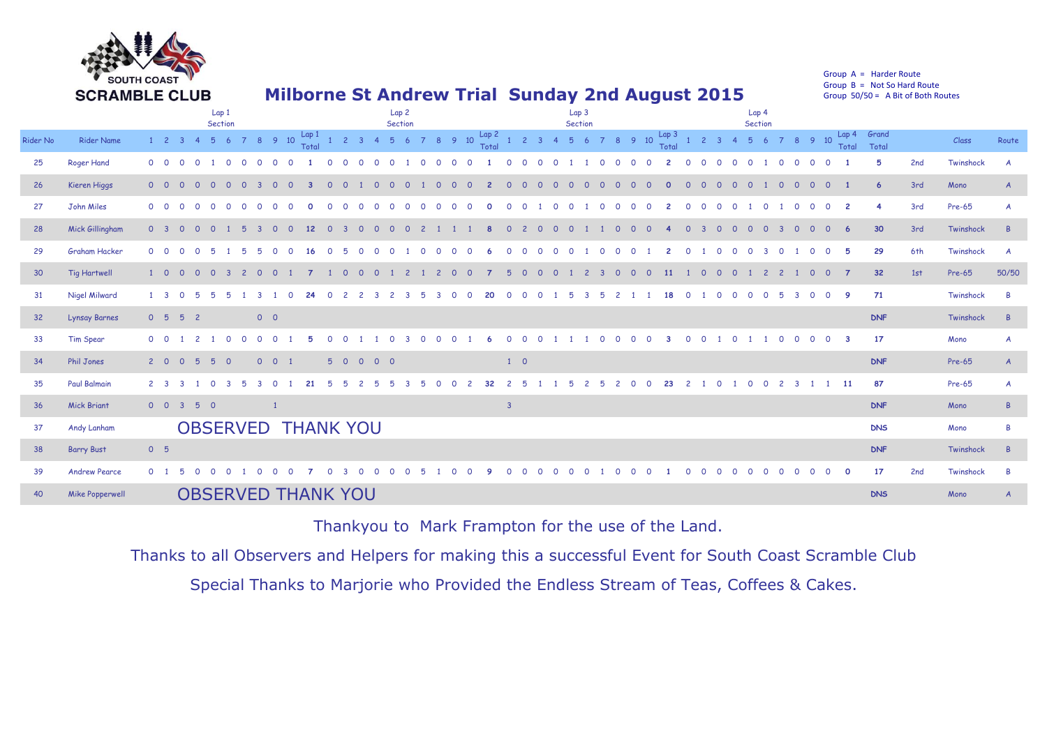# Milborne St Andrew Trial Sunday 2nd August 2015

SOUTH COAST SCRAMBLE CLUB

Group A = Harder Route
Group B = Not So Hard Route
Group 50/50 = A Bit of Both Routes

| | | Lap 1 Section | | | | | | | | | | | Lap 2 Section | | | | | | | | | | | Lap 3 Section | | | | | | | | | | | Lap 4 Section | | | | | | | | | | | | | | |
|---|---|---|---|---|---|---|---|---|---|---|---|---|---|---|---|---|---|---|---|---|---|---|---|---|---|---|---|---|---|---|---|---|---|---|---|---|---|---|---|---|---|---|---|---|---|---|---|---|---|
| Rider No | Rider Name | 1 | 2 | 3 | 4 | 5 | 6 | 7 | 8 | 9 | 10 | Lap 1 Total | 1 | 2 | 3 | 4 | 5 | 6 | 7 | 8 | 9 | 10 | Lap 2 Total | 1 | 2 | 3 | 4 | 5 | 6 | 7 | 8 | 9 | 10 | Lap 3 Total | 1 | 2 | 3 | 4 | 5 | 6 | 7 | 8 | 9 | 10 | Lap 4 Total | Grand Total | | Class | Route |
| 25 | Roger Hand | 0 | 0 | 0 | 0 | 1 | 0 | 0 | 0 | 0 | 0 | 1 | 0 | 0 | 0 | 0 | 0 | 1 | 0 | 0 | 0 | 0 | 1 | 0 | 0 | 0 | 0 | 1 | 1 | 0 | 0 | 0 | 0 | 2 | 0 | 0 | 0 | 0 | 0 | 1 | 0 | 0 | 0 | 0 | 1 | 5 | 2nd | Twinshock | A |
| 26 | Kieren Higgs | 0 | 0 | 0 | 0 | 0 | 0 | 0 | 3 | 0 | 0 | 3 | 0 | 0 | 1 | 0 | 0 | 0 | 1 | 0 | 0 | 0 | 2 | 0 | 0 | 0 | 0 | 0 | 0 | 0 | 0 | 0 | 0 | 0 | 0 | 0 | 0 | 0 | 0 | 1 | 0 | 0 | 0 | 0 | 1 | 6 | 3rd | Mono | A |
| 27 | John Miles | 0 | 0 | 0 | 0 | 0 | 0 | 0 | 0 | 0 | 0 | 0 | 0 | 0 | 0 | 0 | 0 | 0 | 0 | 0 | 0 | 0 | 0 | 0 | 0 | 1 | 0 | 0 | 1 | 0 | 0 | 0 | 0 | 2 | 0 | 0 | 0 | 0 | 1 | 0 | 1 | 0 | 0 | 0 | 2 | 4 | 3rd | Pre-65 | A |
| 28 | Mick Gillingham | 0 | 3 | 0 | 0 | 0 | 1 | 5 | 3 | 0 | 0 | 12 | 0 | 3 | 0 | 0 | 0 | 0 | 2 | 1 | 1 | 1 | 8 | 0 | 2 | 0 | 0 | 0 | 1 | 1 | 0 | 0 | 0 | 4 | 0 | 3 | 0 | 0 | 0 | 0 | 3 | 0 | 0 | 0 | 6 | 30 | 3rd | Twinshock | B |
| 29 | Graham Hacker | 0 | 0 | 0 | 0 | 5 | 1 | 5 | 5 | 0 | 0 | 16 | 0 | 5 | 0 | 0 | 0 | 1 | 0 | 0 | 0 | 0 | 6 | 0 | 0 | 0 | 0 | 0 | 1 | 0 | 0 | 0 | 1 | 2 | 0 | 1 | 0 | 0 | 0 | 3 | 0 | 1 | 0 | 0 | 5 | 29 | 6th | Twinshock | A |
| 30 | Tig Hartwell | 1 | 0 | 0 | 0 | 0 | 3 | 2 | 0 | 0 | 1 | 7 | 1 | 0 | 0 | 0 | 1 | 2 | 1 | 2 | 0 | 0 | 7 | 5 | 0 | 0 | 0 | 1 | 2 | 3 | 0 | 0 | 0 | 11 | 1 | 0 | 0 | 0 | 1 | 2 | 2 | 1 | 0 | 0 | 7 | 32 | 1st | Pre-65 | 50/50 |
| 31 | Nigel Milward | 1 | 3 | 0 | 5 | 5 | 5 | 1 | 3 | 1 | 0 | 24 | 0 | 2 | 2 | 3 | 2 | 3 | 5 | 3 | 0 | 0 | 20 | 0 | 0 | 0 | 1 | 5 | 3 | 5 | 2 | 1 | 1 | 18 | 0 | 1 | 0 | 0 | 0 | 0 | 5 | 3 | 0 | 0 | 9 | 71 | | Twinshock | B |
| 32 | Lynsay Barnes | 0 | 5 | 5 | 2 | | | | 0 | 0 | | | | | | | | | | | | | | | | | | | | | | | | | | | | | | | | | | | | DNF | | Twinshock | B |
| 33 | Tim Spear | 0 | 0 | 1 | 2 | 1 | 0 | 0 | 0 | 0 | 1 | 5 | 0 | 0 | 1 | 1 | 0 | 3 | 0 | 0 | 0 | 1 | 6 | 0 | 0 | 0 | 1 | 1 | 1 | 0 | 0 | 0 | 0 | 3 | 0 | 0 | 1 | 0 | 1 | 1 | 0 | 0 | 0 | 0 | 3 | 17 | | Mono | A |
| 34 | Phil Jones | 2 | 0 | 0 | 5 | 5 | 0 | | 0 | 0 | 1 | | 5 | 0 | 0 | 0 | 0 | | | | | | | 1 | 0 | | | | | | | | | | | | | | | | | | | | | DNF | | Pre-65 | A |
| 35 | Paul Balmain | 2 | 3 | 3 | 1 | 0 | 3 | 5 | 3 | 0 | 1 | 21 | 5 | 5 | 2 | 5 | 5 | 3 | 5 | 0 | 0 | 2 | 32 | 2 | 5 | 1 | 1 | 5 | 2 | 5 | 2 | 0 | 0 | 23 | 2 | 1 | 0 | 1 | 0 | 0 | 2 | 3 | 1 | 1 | 11 | 87 | | Pre-65 | A |
| 36 | Mick Briant | 0 | 0 | 3 | 5 | 0 | | | | 1 | | | | | | | | | | | | | | 3 | | | | | | | | | | | | | | | | | | | | | | DNF | | Mono | B |
| 37 | Andy Lanham | OBSERVED THANK YOU | | | | | | | | | | | | | | | | | | | | | | | | | | | | | | | | | | | | | | | | | | | | DNS | | Mono | B |
| 38 | Barry Bust | 0 | 5 | | | | | | | | | | | | | | | | | | | | | | | | | | | | | | | | | | | | | | | | | | | DNF | | Twinshock | B |
| 39 | Andrew Pearce | 0 | 1 | 5 | 0 | 0 | 0 | 1 | 0 | 0 | 0 | 7 | 0 | 3 | 0 | 0 | 0 | 0 | 5 | 1 | 0 | 0 | 9 | 0 | 0 | 0 | 0 | 0 | 0 | 1 | 0 | 0 | 0 | 1 | 0 | 0 | 0 | 0 | 0 | 0 | 0 | 0 | 0 | 0 | 0 | 17 | 2nd | Twinshock | B |
| 40 | Mike Popperwell | OBSERVED THANK YOU | | | | | | | | | | | | | | | | | | | | | | | | | | | | | | | | | | | | | | | | | | | | DNS | | Mono | A |

Thankyou to Mark Frampton for the use of the Land.

Thanks to all Observers and Helpers for making this a successful Event for South Coast Scramble Club

Special Thanks to Marjorie who Provided the Endless Stream of Teas, Coffees & Cakes.